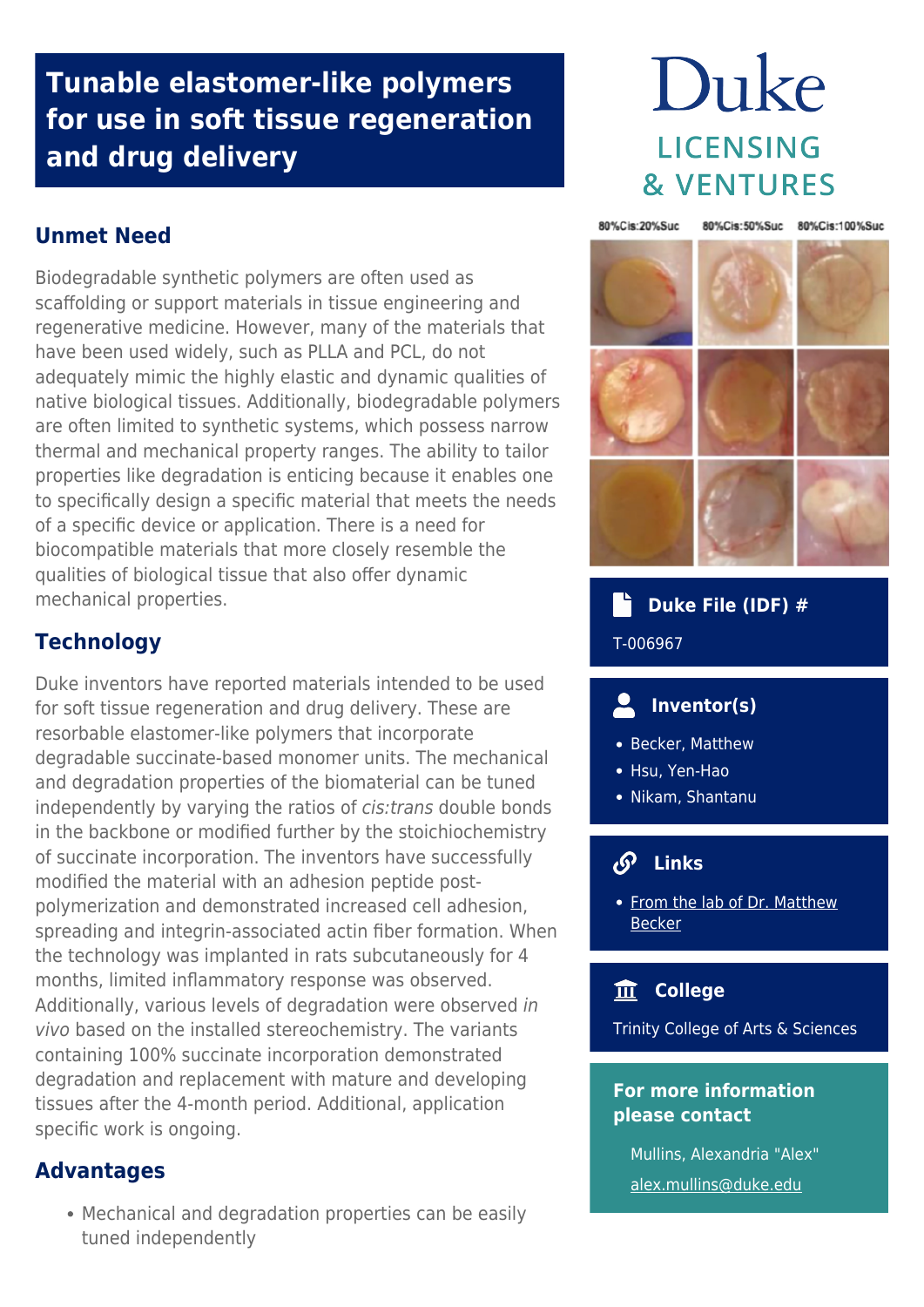# Tunable elastomer-like polymers for use in soft tissue regeneration and drug delivery

## Unmet Need

Biodegradable synthetic polymers are often used as scaffolding or support materials in tissue engineering and regenerative medicine. However, many of the materials that have been used widely, such as PLLA and PCL, do not adequately mimic the highly elastic and dynamic qualities of native biological tissues. Additionally, biodegradable polymers are often limited to synthetic systems, which possess narrow thermal and mechanical property ranges. The ability to tailor properties like degradation is enticing because it enables one to specifically design a specific material that meets the needs of a specific device or application. There is a need for biocompatible materials that more closely resemble the qualities of biological tissue that also offer dynamic mechanical properties.

## Technology

Duke inventors have reported materials intended to be used for soft tissue regeneration and drug delivery. These are resorbable elastomer-like polymers that incorporate degradable succinate-based monomer units. The mechanical and degradation properties of the biomaterial can be tuned independently by varying the ratios of *cis:trans* double bonds in the backbone or modified further by the stoichiochemistry of succinate incorporation. The inventors have successfully modified the material with an adhesion peptide post-polymerization and demonstrated increased cell adhesion, spreading and integrin-associated actin fiber formation. When the technology was implanted in rats subcutaneously for 4 months, limited inflammatory response was observed. Additionally, various levels of degradation were observed *in vivo* based on the installed stereochemistry. The variants containing 100% succinate incorporation demonstrated degradation and replacement with mature and developing tissues after the 4-month period. Additional, application specific work is ongoing.

## Advantages

- Mechanical and degradation properties can be easily tuned independently

80%Cis:20%Suc 80%Cis:50%Suc 80%Cis:100%Suc

### Duke File (IDF) #

T-006967

### Inventor(s)

- Becker, Matthew
- Hsu, Yen-Hao
- Nikam, Shantanu

### Links

- From the lab of Dr. Matthew Becker

### College

Trinity College of Arts & Sciences

### For more information please contact

Mullins, Alexandria "Alex"

alex.mullins@duke.edu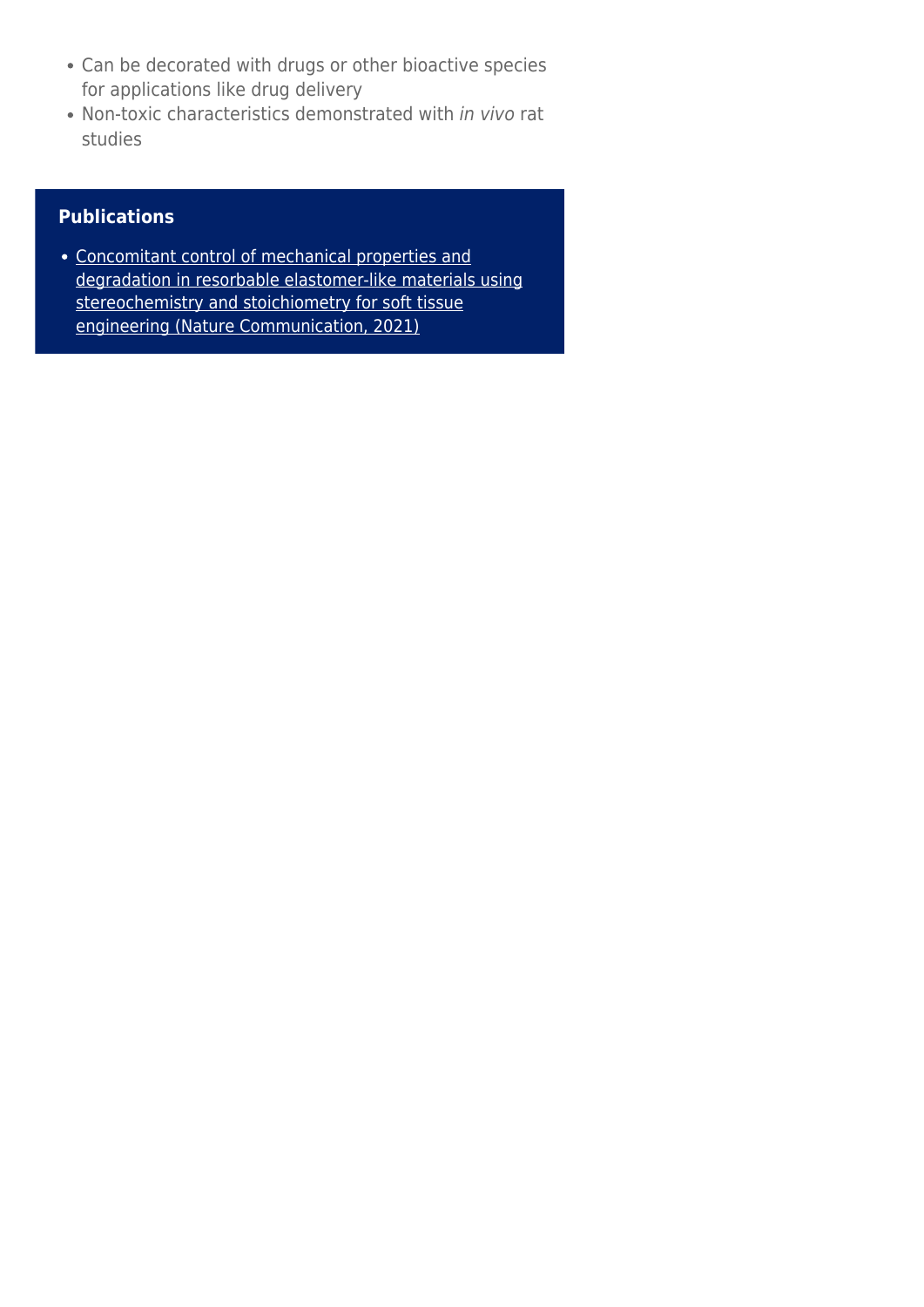- Can be decorated with drugs or other bioactive species for applications like drug delivery
- Non-toxic characteristics demonstrated with *in vivo* rat studies

## Publications

- Concomitant control of mechanical properties and degradation in resorbable elastomer-like materials using stereochemistry and stoichiometry for soft tissue engineering (Nature Communication, 2021)